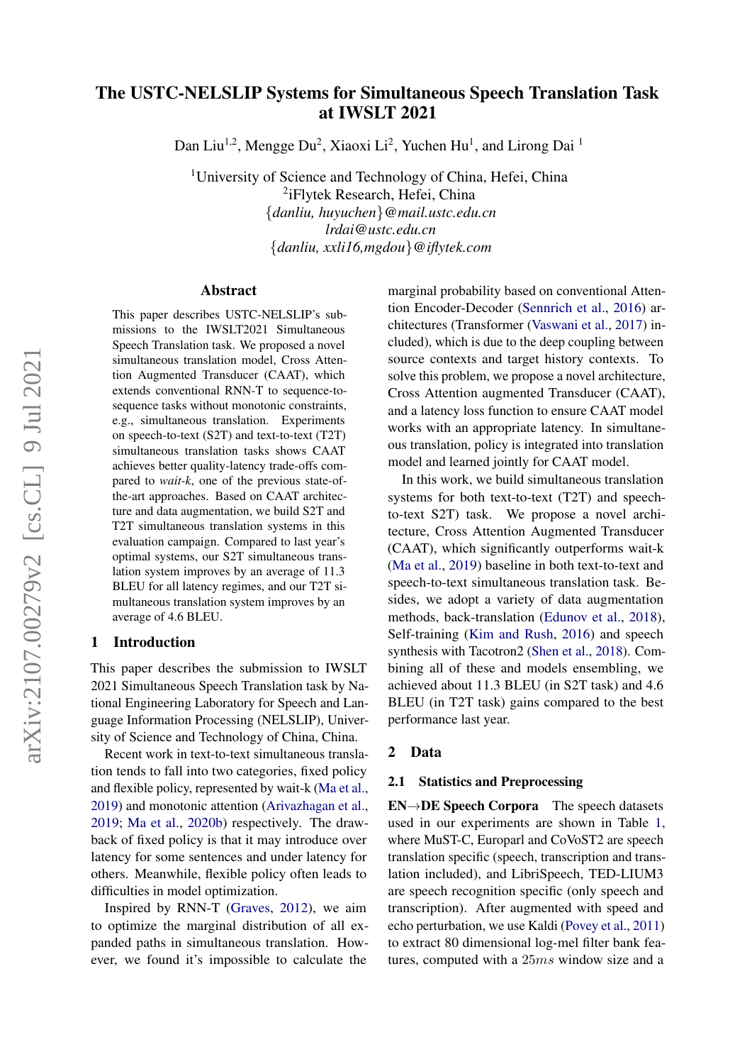# The USTC-NELSLIP Systems for Simultaneous Speech Translation Task at IWSLT 2021

Dan Liu[1,2], Mengge Du[2], Xiaoxi Li[2], Yuchen Hu[1], and Lirong Dai [1]

[1]University of Science and Technology of China, Hefei, China
[2]iFlytek Research, Hefei, China
{*danliu, huyuchen*}*@mail.ustc.edu.cn*
*lrdai@ustc.edu.cn*
{*danliu, xxli16,mgdou*}*@iflytek.com*

## Abstract

This paper describes USTC-NELSLIP's submissions to the IWSLT2021 Simultaneous Speech Translation task. We proposed a novel simultaneous translation model, Cross Attention Augmented Transducer (CAAT), which extends conventional RNN-T to sequence-to-sequence tasks without monotonic constraints, e.g., simultaneous translation. Experiments on speech-to-text (S2T) and text-to-text (T2T) simultaneous translation tasks shows CAAT achieves better quality-latency trade-offs compared to *wait-k*, one of the previous state-of-the-art approaches. Based on CAAT architecture and data augmentation, we build S2T and T2T simultaneous translation systems in this evaluation campaign. Compared to last year's optimal systems, our S2T simultaneous translation system improves by an average of 11.3 BLEU for all latency regimes, and our T2T simultaneous translation system improves by an average of 4.6 BLEU.

## 1 Introduction

This paper describes the submission to IWSLT 2021 Simultaneous Speech Translation task by National Engineering Laboratory for Speech and Language Information Processing (NELSLIP), University of Science and Technology of China, China.

Recent work in text-to-text simultaneous translation tends to fall into two categories, fixed policy and flexible policy, represented by wait-k (Ma et al., 2019) and monotonic attention (Arivazhagan et al., 2019; Ma et al., 2020b) respectively. The drawback of fixed policy is that it may introduce over latency for some sentences and under latency for others. Meanwhile, flexible policy often leads to difficulties in model optimization.

Inspired by RNN-T (Graves, 2012), we aim to optimize the marginal distribution of all expanded paths in simultaneous translation. However, we found it's impossible to calculate the marginal probability based on conventional Attention Encoder-Decoder (Sennrich et al., 2016) architectures (Transformer (Vaswani et al., 2017) included), which is due to the deep coupling between source contexts and target history contexts. To solve this problem, we propose a novel architecture, Cross Attention augmented Transducer (CAAT), and a latency loss function to ensure CAAT model works with an appropriate latency. In simultaneous translation, policy is integrated into translation model and learned jointly for CAAT model.

In this work, we build simultaneous translation systems for both text-to-text (T2T) and speech-to-text S2T) task. We propose a novel architecture, Cross Attention Augmented Transducer (CAAT), which significantly outperforms wait-k (Ma et al., 2019) baseline in both text-to-text and speech-to-text simultaneous translation task. Besides, we adopt a variety of data augmentation methods, back-translation (Edunov et al., 2018), Self-training (Kim and Rush, 2016) and speech synthesis with Tacotron2 (Shen et al., 2018). Combining all of these and models ensembling, we achieved about 11.3 BLEU (in S2T task) and 4.6 BLEU (in T2T task) gains compared to the best performance last year.

## 2 Data

### 2.1 Statistics and Preprocessing

**EN→DE Speech Corpora** The speech datasets used in our experiments are shown in Table 1, where MuST-C, Europarl and CoVoST2 are speech translation specific (speech, transcription and translation included), and LibriSpeech, TED-LIUM3 are speech recognition specific (only speech and transcription). After augmented with speed and echo perturbation, we use Kaldi (Povey et al., 2011) to extract 80 dimensional log-mel filter bank features, computed with a $25ms$ window size and a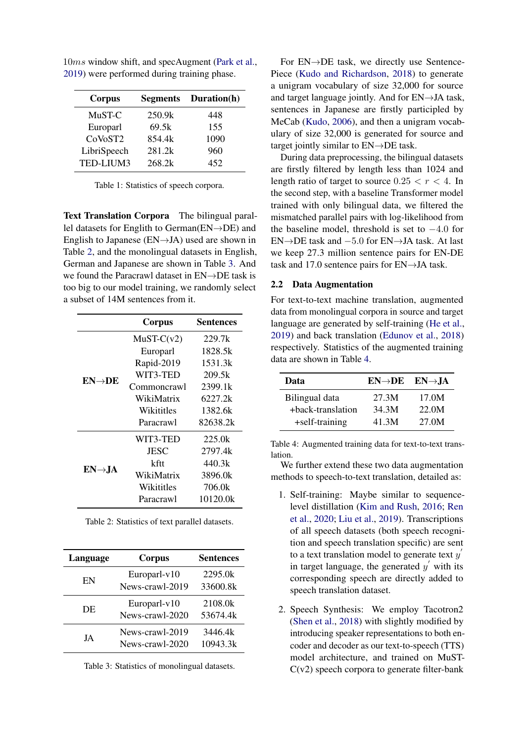$10ms$ window shift, and specAugment (Park et al., 2019) were performed during training phase.

| Corpus | Segments | Duration(h) |
|---|---|---|
| MuST-C | 250.9k | 448 |
| Europarl | 69.5k | 155 |
| CoVoST2 | 854.4k | 1090 |
| LibriSpeech | 281.2k | 960 |
| TED-LIUM3 | 268.2k | 452 |

Table 1: Statistics of speech corpora.

**Text Translation Corpora** The bilingual parallel datasets for Englith to German(EN→DE) and English to Japanese (EN→JA) used are shown in Table 2, and the monolingual datasets in English, German and Japanese are shown in Table 3. And we found the Paracrawl dataset in EN→DE task is too big to our model training, we randomly select a subset of 14M sentences from it.

| | Corpus | Sentences |
|---|---|---|
| **EN→DE** | MuST-C(v2) | 229.7k |
| | Europarl | 1828.5k |
| | Rapid-2019 | 1531.3k |
| | WIT3-TED | 209.5k |
| | Commoncrawl | 2399.1k |
| | WikiMatrix | 6227.2k |
| | Wikititles | 1382.6k |
| | Paracrawl | 82638.2k |
| **EN→JA** | WIT3-TED | 225.0k |
| | JESC | 2797.4k |
| | kftt | 440.3k |
| | WikiMatrix | 3896.0k |
| | Wikititles | 706.0k |
| | Paracrawl | 10120.0k |

Table 2: Statistics of text parallel datasets.

| Language | Corpus | Sentences |
|---|---|---|
| EN | Europarl-v10 | 2295.0k |
| | News-crawl-2019 | 33600.8k |
| DE | Europarl-v10 | 2108.0k |
| | News-crawl-2020 | 53674.4k |
| JA | News-crawl-2019 | 3446.4k |
| | News-crawl-2020 | 10943.3k |

Table 3: Statistics of monolingual datasets.

For EN→DE task, we directly use SentencePiece (Kudo and Richardson, 2018) to generate a unigram vocabulary of size 32,000 for source and target language jointly. And for EN→JA task, sentences in Japanese are firstly participled by MeCab (Kudo, 2006), and then a unigram vocabulary of size 32,000 is generated for source and target jointly similar to EN→DE task.

During data preprocessing, the bilingual datasets are firstly filtered by length less than 1024 and length ratio of target to source $0.25 < r < 4$. In the second step, with a baseline Transformer model trained with only bilingual data, we filtered the mismatched parallel pairs with log-likelihood from the baseline model, threshold is set to $-4.0$ for EN→DE task and $-5.0$ for EN→JA task. At last we keep 27.3 million sentence pairs for EN-DE task and 17.0 sentence pairs for EN→JA task.

## 2.2 Data Augmentation

For text-to-text machine translation, augmented data from monolingual corpora in source and target language are generated by self-training (He et al., 2019) and back translation (Edunov et al., 2018) respectively. Statistics of the augmented training data are shown in Table 4.

| Data | EN→DE | EN→JA |
|---|---|---|
| Bilingual data | 27.3M | 17.0M |
| +back-translation | 34.3M | 22.0M |
| +self-training | 41.3M | 27.0M |

Table 4: Augmented training data for text-to-text translation.

We further extend these two data augmentation methods to speech-to-text translation, detailed as:

1. Self-training: Maybe similar to sequence-level distillation (Kim and Rush, 2016; Ren et al., 2020; Liu et al., 2019). Transcriptions of all speech datasets (both speech recognition and speech translation specific) are sent to a text translation model to generate text $y^{'}$ in target language, the generated $y^{'}$ with its corresponding speech are directly added to speech translation dataset.

2. Speech Synthesis: We employ Tacotron2 (Shen et al., 2018) with slightly modified by introducing speaker representations to both encoder and decoder as our text-to-speech (TTS) model architecture, and trained on MuST-C(v2) speech corpora to generate filter-bank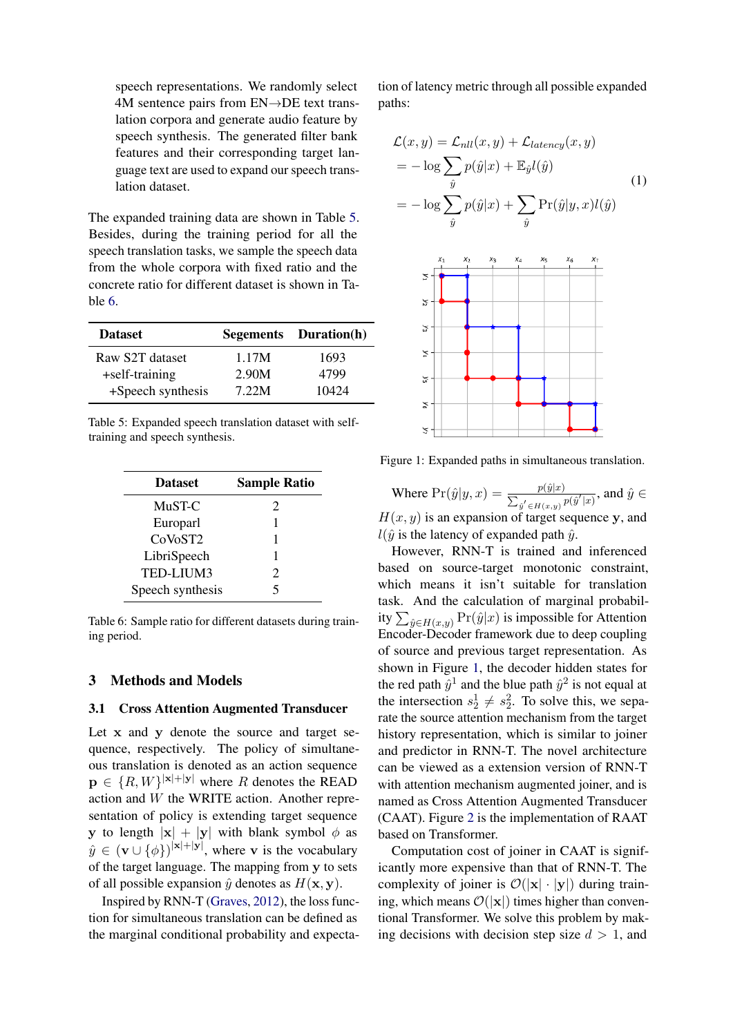speech representations. We randomly select 4M sentence pairs from EN→DE text translation corpora and generate audio feature by speech synthesis. The generated filter bank features and their corresponding target language text are used to expand our speech translation dataset.

The expanded training data are shown in Table 5. Besides, during the training period for all the speech translation tasks, we sample the speech data from the whole corpora with fixed ratio and the concrete ratio for different dataset is shown in Table 6.

| Dataset | Segements | Duration(h) |
|---|---|---|
| Raw S2T dataset | 1.17M | 1693 |
| +self-training | 2.90M | 4799 |
| +Speech synthesis | 7.22M | 10424 |

Table 5: Expanded speech translation dataset with self-training and speech synthesis.

| Dataset | Sample Ratio |
|---|---|
| MuST-C | 2 |
| Europarl | 1 |
| CoVoST2 | 1 |
| LibriSpeech | 1 |
| TED-LIUM3 | 2 |
| Speech synthesis | 5 |

Table 6: Sample ratio for different datasets during training period.

## 3 Methods and Models

### 3.1 Cross Attention Augmented Transducer

Let $\mathbf{x}$ and $\mathbf{y}$ denote the source and target sequence, respectively. The policy of simultaneous translation is denoted as an action sequence $\mathbf{p} \in \{R, W\}^{|\mathbf{x}|+|\mathbf{y}|}$ where $R$ denotes the READ action and $W$ the WRITE action. Another representation of policy is extending target sequence $\mathbf{y}$ to length $|\mathbf{x}| + |\mathbf{y}|$ with blank symbol $\phi$ as $\hat{y} \in (\mathbf{v} \cup \{\phi\})^{|\mathbf{x}|+|\mathbf{y}|}$, where $\mathbf{v}$ is the vocabulary of the target language. The mapping from $\mathbf{y}$ to sets of all possible expansion $\hat{y}$ denotes as $H(\mathbf{x}, \mathbf{y})$.

Inspired by RNN-T (Graves, 2012), the loss function for simultaneous translation can be defined as the marginal conditional probability and expectation of latency metric through all possible expanded paths:

$$
\begin{aligned}
\mathcal{L}(x, y) &= \mathcal{L}_{nll}(x, y) + \mathcal{L}_{latency}(x, y) \\
&= -\log \sum_{\hat{y}} p(\hat{y}|x) + \mathbb{E}_{\hat{y}} l(\hat{y}) \\
&= -\log \sum_{\hat{y}} p(\hat{y}|x) + \sum_{\hat{y}} \Pr(\hat{y}|y, x) l(\hat{y})
\end{aligned}
\tag{1}
$$

Figure 1: Expanded paths in simultaneous translation.

Where $\Pr(\hat{y}|y, x) = \frac{p(\hat{y}|x)}{\sum_{\hat{y}' \in H(x,y)} p(\hat{y}'|x)}$, and $\hat{y} \in H(x, y)$ is an expansion of target sequence $\mathbf{y}$, and $l(\hat{y}$ is the latency of expanded path $\hat{y}$.

However, RNN-T is trained and inferenced based on source-target monotonic constraint, which means it isn't suitable for translation task. And the calculation of marginal probability $\sum_{\hat{y} \in H(x,y)} \Pr(\hat{y}|x)$ is impossible for Attention Encoder-Decoder framework due to deep coupling of source and previous target representation. As shown in Figure 1, the decoder hidden states for the red path $\hat{y}^1$ and the blue path $\hat{y}^2$ is not equal at the intersection $s_2^1 \neq s_2^2$. To solve this, we separate the source attention mechanism from the target history representation, which is similar to joiner and predictor in RNN-T. The novel architecture can be viewed as a extension version of RNN-T with attention mechanism augmented joiner, and is named as Cross Attention Augmented Transducer (CAAT). Figure 2 is the implementation of RAAT based on Transformer.

Computation cost of joiner in CAAT is significantly more expensive than that of RNN-T. The complexity of joiner is $\mathcal{O}(|\mathbf{x}| \cdot |\mathbf{y}|)$ during training, which means $\mathcal{O}(|\mathbf{x}|)$ times higher than conventional Transformer. We solve this problem by making decisions with decision step size $d > 1$, and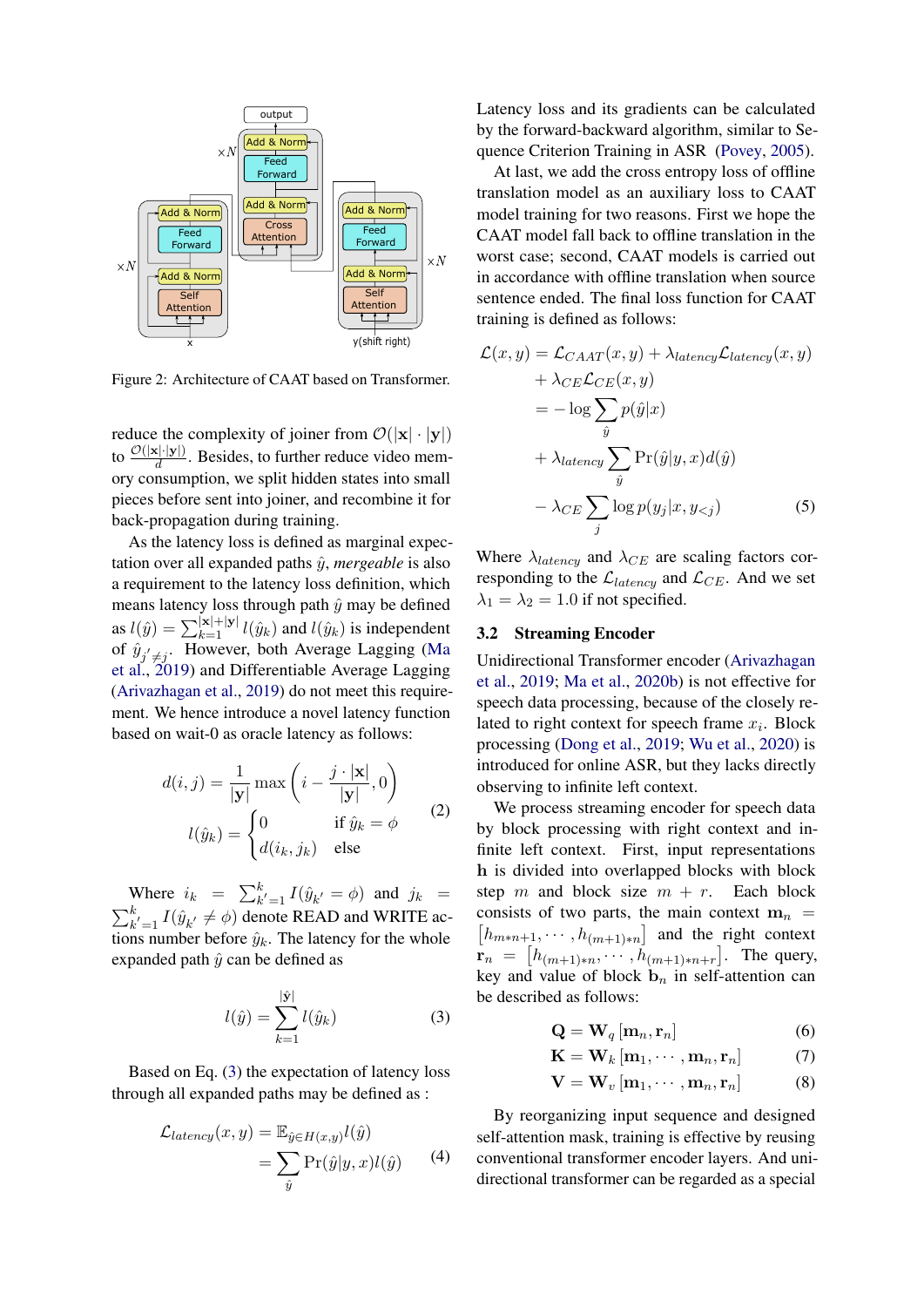Figure 2: Architecture of CAAT based on Transformer.

reduce the complexity of joiner from $\mathcal{O}(|\mathbf{x}| \cdot |\mathbf{y}|)$ to $\frac{\mathcal{O}(|\mathbf{x}| \cdot |\mathbf{y}|)}{d}$. Besides, to further reduce video memory consumption, we split hidden states into small pieces before sent into joiner, and recombine it for back-propagation during training.

As the latency loss is defined as marginal expectation over all expanded paths $\hat{y}$, *mergeable* is also a requirement to the latency loss definition, which means latency loss through path $\hat{y}$ may be defined as $l(\hat{y}) = \sum_{k=1}^{|\mathbf{x}|+|\mathbf{y}|} l(\hat{y}_k)$ and $l(\hat{y}_k)$ is independent of $\hat{y}_{j' \neq j}$. However, both Average Lagging (Ma et al., 2019) and Differentiable Average Lagging (Arivazhagan et al., 2019) do not meet this requirement. We hence introduce a novel latency function based on wait-0 as oracle latency as follows:

$$
\begin{aligned}
d(i,j) &= \frac{1}{|\mathbf{y}|} \max\left(i - \frac{j \cdot |\mathbf{x}|}{|\mathbf{y}|}, 0\right) \\
l(\hat{y}_k) &= \begin{cases} 0 & \text{if } \hat{y}_k = \phi \\ d(i_k, j_k) & \text{else} \end{cases}
\end{aligned} \tag{2}
$$

Where $i_k = \sum_{k'=1}^{k} I(\hat{y}_{k'} = \phi)$ and $j_k = \sum_{k'=1}^{k} I(\hat{y}_{k'} \neq \phi)$ denote READ and WRITE actions number before $\hat{y}_k$. The latency for the whole expanded path $\hat{y}$ can be defined as

$$
l(\hat{y}) = \sum_{k=1}^{|\hat{\mathbf{y}}|} l(\hat{y}_k) \tag{3}
$$

Based on Eq. (3) the expectation of latency loss through all expanded paths may be defined as :

$$
\begin{aligned}
\mathcal{L}_{latency}(x,y) &= \mathbb{E}_{\hat{y} \in H(x,y)} l(\hat{y}) \\
&= \sum_{\hat{y}} \Pr(\hat{y}|y,x) l(\hat{y})
\end{aligned} \tag{4}
$$

Latency loss and its gradients can be calculated by the forward-backward algorithm, similar to Sequence Criterion Training in ASR (Povey, 2005).

At last, we add the cross entropy loss of offline translation model as an auxiliary loss to CAAT model training for two reasons. First we hope the CAAT model fall back to offline translation in the worst case; second, CAAT models is carried out in accordance with offline translation when source sentence ended. The final loss function for CAAT training is defined as follows:

$$
\begin{aligned}
\mathcal{L}(x,y) &= \mathcal{L}_{CAAT}(x,y) + \lambda_{latency}\mathcal{L}_{latency}(x,y) \\
&\quad + \lambda_{CE}\mathcal{L}_{CE}(x,y) \\
&= -\log \sum_{\hat{y}} p(\hat{y}|x) \\
&\quad + \lambda_{latency} \sum_{\hat{y}} \Pr(\hat{y}|y,x) d(\hat{y}) \\
&\quad - \lambda_{CE} \sum_{j} \log p(y_j | x, y_{<j})
\end{aligned} \tag{5}
$$

Where $\lambda_{latency}$ and $\lambda_{CE}$ are scaling factors corresponding to the $\mathcal{L}_{latency}$ and $\mathcal{L}_{CE}$. And we set $\lambda_1 = \lambda_2 = 1.0$ if not specified.

### 3.2 Streaming Encoder

Unidirectional Transformer encoder (Arivazhagan et al., 2019; Ma et al., 2020b) is not effective for speech data processing, because of the closely related to right context for speech frame $x_i$. Block processing (Dong et al., 2019; Wu et al., 2020) is introduced for online ASR, but they lacks directly observing to infinite left context.

We process streaming encoder for speech data by block processing with right context and infinite left context. First, input representations $\mathbf{h}$ is divided into overlapped blocks with block step $m$ and block size $m + r$. Each block consists of two parts, the main context $\mathbf{m}_n = [h_{m*n+1}, \cdots, h_{(m+1)*n}]$ and the right context $\mathbf{r}_n = [h_{(m+1)*n}, \cdots, h_{(m+1)*n+r}]$. The query, key and value of block $\mathbf{b}_n$ in self-attention can be described as follows:

$$
\mathbf{Q} = \mathbf{W}_q [\mathbf{m}_n, \mathbf{r}_n] \tag{6}
$$

$$
\mathbf{K} = \mathbf{W}_k [\mathbf{m}_1, \cdots, \mathbf{m}_n, \mathbf{r}_n] \tag{7}
$$

$$
\mathbf{V} = \mathbf{W}_v [\mathbf{m}_1, \cdots, \mathbf{m}_n, \mathbf{r}_n] \tag{8}
$$

By reorganizing input sequence and designed self-attention mask, training is effective by reusing conventional transformer encoder layers. And unidirectional transformer can be regarded as a special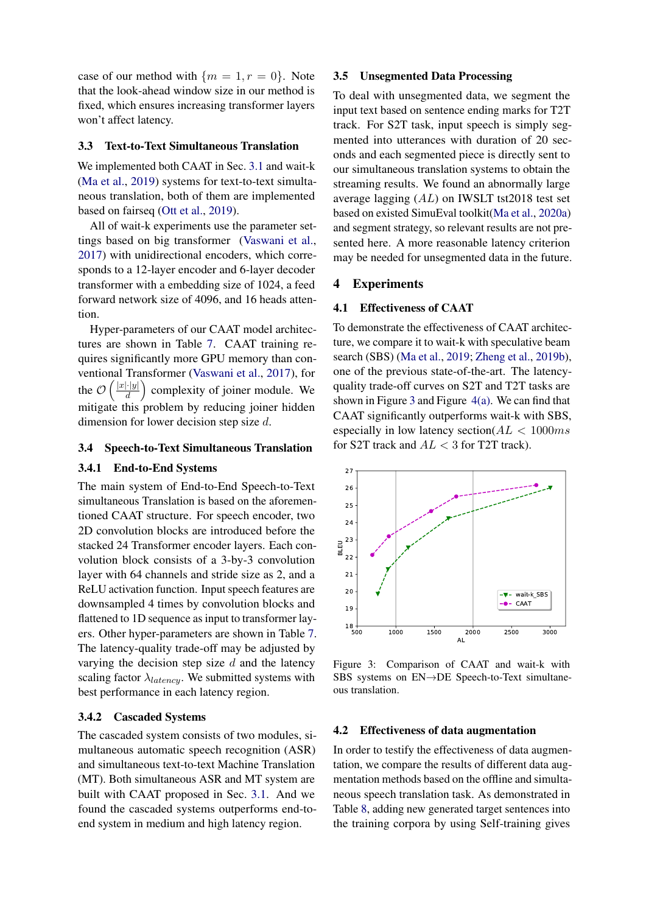case of our method with $\{m = 1, r = 0\}$. Note that the look-ahead window size in our method is fixed, which ensures increasing transformer layers won't affect latency.

### 3.3 Text-to-Text Simultaneous Translation

We implemented both CAAT in Sec. 3.1 and wait-k (Ma et al., 2019) systems for text-to-text simultaneous translation, both of them are implemented based on fairseq (Ott et al., 2019).

All of wait-k experiments use the parameter settings based on big transformer (Vaswani et al., 2017) with unidirectional encoders, which corresponds to a 12-layer encoder and 6-layer decoder transformer with a embedding size of 1024, a feed forward network size of 4096, and 16 heads attention.

Hyper-parameters of our CAAT model architectures are shown in Table 7. CAAT training requires significantly more GPU memory than conventional Transformer (Vaswani et al., 2017), for the $\mathcal{O}\left(\frac{|x|\cdot|y|}{d}\right)$ complexity of joiner module. We mitigate this problem by reducing joiner hidden dimension for lower decision step size $d$.

### 3.4 Speech-to-Text Simultaneous Translation

#### 3.4.1 End-to-End Systems

The main system of End-to-End Speech-to-Text simultaneous Translation is based on the aforementioned CAAT structure. For speech encoder, two 2D convolution blocks are introduced before the stacked 24 Transformer encoder layers. Each convolution block consists of a 3-by-3 convolution layer with 64 channels and stride size as 2, and a ReLU activation function. Input speech features are downsampled 4 times by convolution blocks and flattened to 1D sequence as input to transformer layers. Other hyper-parameters are shown in Table 7. The latency-quality trade-off may be adjusted by varying the decision step size $d$ and the latency scaling factor $\lambda_{latency}$. We submitted systems with best performance in each latency region.

#### 3.4.2 Cascaded Systems

The cascaded system consists of two modules, simultaneous automatic speech recognition (ASR) and simultaneous text-to-text Machine Translation (MT). Both simultaneous ASR and MT system are built with CAAT proposed in Sec. 3.1. And we found the cascaded systems outperforms end-to-end system in medium and high latency region.

### 3.5 Unsegmented Data Processing

To deal with unsegmented data, we segment the input text based on sentence ending marks for T2T track. For S2T task, input speech is simply segmented into utterances with duration of 20 seconds and each segmented piece is directly sent to our simultaneous translation systems to obtain the streaming results. We found an abnormally large average lagging ($AL$) on IWSLT tst2018 test set based on existed SimuEval toolkit(Ma et al., 2020a) and segment strategy, so relevant results are not presented here. A more reasonable latency criterion may be needed for unsegmented data in the future.

## 4 Experiments

### 4.1 Effectiveness of CAAT

To demonstrate the effectiveness of CAAT architecture, we compare it to wait-k with speculative beam search (SBS) (Ma et al., 2019; Zheng et al., 2019b), one of the previous state-of-the-art. The latency-quality trade-off curves on S2T and T2T tasks are shown in Figure 3 and Figure 4(a). We can find that CAAT significantly outperforms wait-k with SBS, especially in low latency section($AL < 1000ms$ for S2T track and $AL < 3$ for T2T track).

Figure 3: Comparison of CAAT and wait-k with SBS systems on EN→DE Speech-to-Text simultaneous translation.

### 4.2 Effectiveness of data augmentation

In order to testify the effectiveness of data augmentation, we compare the results of different data augmentation methods based on the offline and simultaneous speech translation task. As demonstrated in Table 8, adding new generated target sentences into the training corpora by using Self-training gives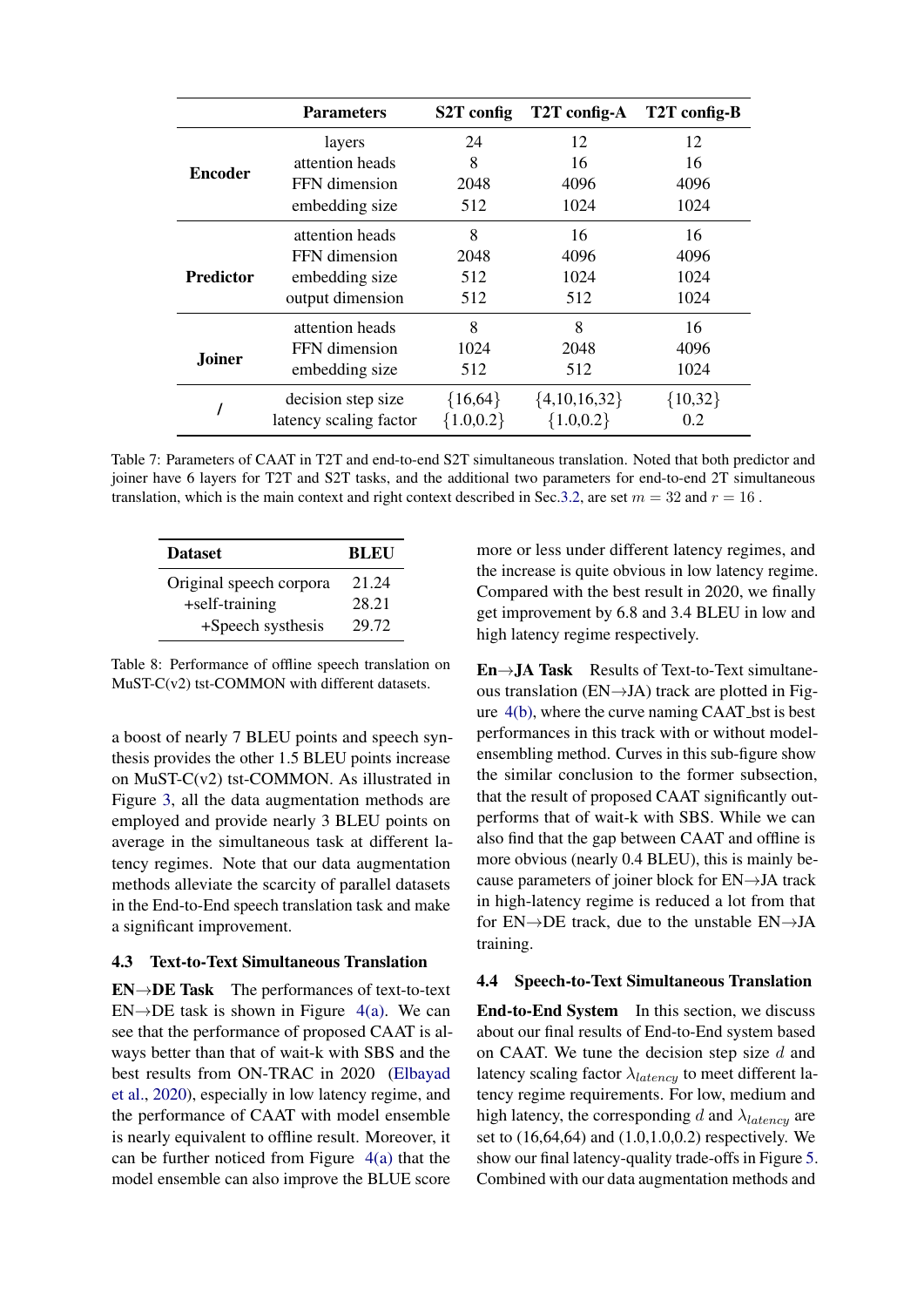| | Parameters | S2T config | T2T config-A | T2T config-B |
|---|---|---|---|---|
| **Encoder** | layers | 24 | 12 | 12 |
| | attention heads | 8 | 16 | 16 |
| | FFN dimension | 2048 | 4096 | 4096 |
| | embedding size | 512 | 1024 | 1024 |
| **Predictor** | attention heads | 8 | 16 | 16 |
| | FFN dimension | 2048 | 4096 | 4096 |
| | embedding size | 512 | 1024 | 1024 |
| | output dimension | 512 | 512 | 1024 |
| **Joiner** | attention heads | 8 | 8 | 16 |
| | FFN dimension | 1024 | 2048 | 4096 |
| | embedding size | 512 | 512 | 1024 |
| **/** | decision step size | {16,64} | {4,10,16,32} | {10,32} |
| | latency scaling factor | {1.0,0.2} | {1.0,0.2} | 0.2 |

Table 7: Parameters of CAAT in T2T and end-to-end S2T simultaneous translation. Noted that both predictor and joiner have 6 layers for T2T and S2T tasks, and the additional two parameters for end-to-end 2T simultaneous translation, which is the main context and right context described in Sec.3.2, are set $m = 32$ and $r = 16$ .

| Dataset | BLEU |
|---|---|
| Original speech corpora | 21.24 |
| +self-training | 28.21 |
| +Speech systhesis | 29.72 |

Table 8: Performance of offline speech translation on MuST-C(v2) tst-COMMON with different datasets.

a boost of nearly 7 BLEU points and speech synthesis provides the other 1.5 BLEU points increase on MuST-C(v2) tst-COMMON. As illustrated in Figure 3, all the data augmentation methods are employed and provide nearly 3 BLEU points on average in the simultaneous task at different latency regimes. Note that our data augmentation methods alleviate the scarcity of parallel datasets in the End-to-End speech translation task and make a significant improvement.

### 4.3 Text-to-Text Simultaneous Translation

**EN→DE Task** The performances of text-to-text EN→DE task is shown in Figure 4(a). We can see that the performance of proposed CAAT is always better than that of wait-k with SBS and the best results from ON-TRAC in 2020 (Elbayad et al., 2020), especially in low latency regime, and the performance of CAAT with model ensemble is nearly equivalent to offline result. Moreover, it can be further noticed from Figure 4(a) that the model ensemble can also improve the BLUE score more or less under different latency regimes, and the increase is quite obvious in low latency regime. Compared with the best result in 2020, we finally get improvement by 6.8 and 3.4 BLEU in low and high latency regime respectively.

**En→JA Task** Results of Text-to-Text simultaneous translation (EN→JA) track are plotted in Figure 4(b), where the curve naming CAAT_bst is best performances in this track with or without model-ensembling method. Curves in this sub-figure show the similar conclusion to the former subsection, that the result of proposed CAAT significantly outperforms that of wait-k with SBS. While we can also find that the gap between CAAT and offline is more obvious (nearly 0.4 BLEU), this is mainly because parameters of joiner block for EN→JA track in high-latency regime is reduced a lot from that for EN→DE track, due to the unstable EN→JA training.

### 4.4 Speech-to-Text Simultaneous Translation

**End-to-End System** In this section, we discuss about our final results of End-to-End system based on CAAT. We tune the decision step size $d$ and latency scaling factor $\lambda_{latency}$ to meet different latency regime requirements. For low, medium and high latency, the corresponding $d$ and $\lambda_{latency}$ are set to (16,64,64) and (1.0,1.0,0.2) respectively. We show our final latency-quality trade-offs in Figure 5. Combined with our data augmentation methods and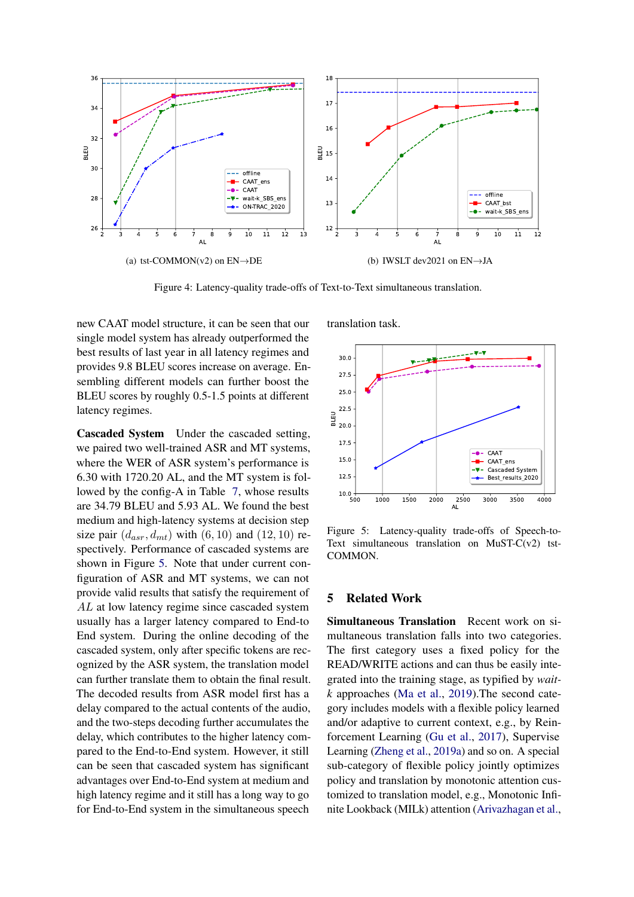(a) tst-COMMON(v2) on EN→DE

(b) IWSLT dev2021 on EN→JA

Figure 4: Latency-quality trade-offs of Text-to-Text simultaneous translation.

new CAAT model structure, it can be seen that our single model system has already outperformed the best results of last year in all latency regimes and provides 9.8 BLEU scores increase on average. Ensembling different models can further boost the BLEU scores by roughly 0.5-1.5 points at different latency regimes.

**Cascaded System** Under the cascaded setting, we paired two well-trained ASR and MT systems, where the WER of ASR system's performance is 6.30 with 1720.20 AL, and the MT system is followed by the config-A in Table 7, whose results are 34.79 BLEU and 5.93 AL. We found the best medium and high-latency systems at decision step size pair $(d_{asr}, d_{mt})$ with $(6, 10)$ and $(12, 10)$ respectively. Performance of cascaded systems are shown in Figure 5. Note that under current configuration of ASR and MT systems, we can not provide valid results that satisfy the requirement of $AL$ at low latency regime since cascaded system usually has a larger latency compared to End-to End system. During the online decoding of the cascaded system, only after specific tokens are recognized by the ASR system, the translation model can further translate them to obtain the final result. The decoded results from ASR model first has a delay compared to the actual contents of the audio, and the two-steps decoding further accumulates the delay, which contributes to the higher latency compared to the End-to-End system. However, it still can be seen that cascaded system has significant advantages over End-to-End system at medium and high latency regime and it still has a long way to go for End-to-End system in the simultaneous speech translation task.

Figure 5: Latency-quality trade-offs of Speech-to-Text simultaneous translation on MuST-C(v2) tst-COMMON.

## 5 Related Work

**Simultaneous Translation** Recent work on simultaneous translation falls into two categories. The first category uses a fixed policy for the READ/WRITE actions and can thus be easily integrated into the training stage, as typified by *wait-k* approaches (Ma et al., 2019).The second category includes models with a flexible policy learned and/or adaptive to current context, e.g., by Reinforcement Learning (Gu et al., 2017), Supervise Learning (Zheng et al., 2019a) and so on. A special sub-category of flexible policy jointly optimizes policy and translation by monotonic attention customized to translation model, e.g., Monotonic Infinite Lookback (MILk) attention (Arivazhagan et al.,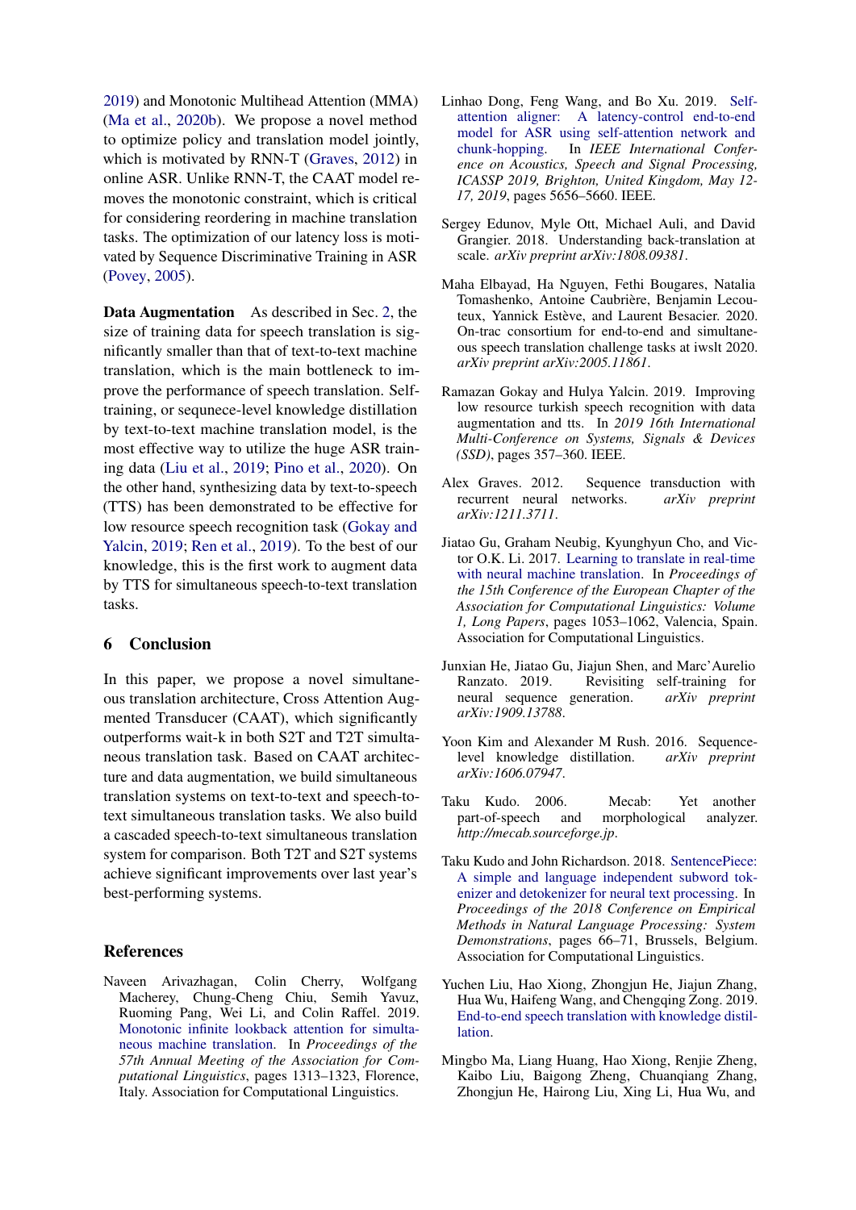2019) and Monotonic Multihead Attention (MMA) (Ma et al., 2020b). We propose a novel method to optimize policy and translation model jointly, which is motivated by RNN-T (Graves, 2012) in online ASR. Unlike RNN-T, the CAAT model removes the monotonic constraint, which is critical for considering reordering in machine translation tasks. The optimization of our latency loss is motivated by Sequence Discriminative Training in ASR (Povey, 2005).

**Data Augmentation** As described in Sec. 2, the size of training data for speech translation is significantly smaller than that of text-to-text machine translation, which is the main bottleneck to improve the performance of speech translation. Self-training, or sequnce-level knowledge distillation by text-to-text machine translation model, is the most effective way to utilize the huge ASR training data (Liu et al., 2019; Pino et al., 2020). On the other hand, synthesizing data by text-to-speech (TTS) has been demonstrated to be effective for low resource speech recognition task (Gokay and Yalcin, 2019; Ren et al., 2019). To the best of our knowledge, this is the first work to augment data by TTS for simultaneous speech-to-text translation tasks.

## 6 Conclusion

In this paper, we propose a novel simultaneous translation architecture, Cross Attention Augmented Transducer (CAAT), which significantly outperforms wait-k in both S2T and T2T simultaneous translation task. Based on CAAT architecture and data augmentation, we build simultaneous translation systems on text-to-text and speech-to-text simultaneous translation tasks. We also build a cascaded speech-to-text simultaneous translation system for comparison. Both T2T and S2T systems achieve significant improvements over last year's best-performing systems.

## References

Naveen Arivazhagan, Colin Cherry, Wolfgang Macherey, Chung-Cheng Chiu, Semih Yavuz, Ruoming Pang, Wei Li, and Colin Raffel. 2019. Monotonic infinite lookback attention for simultaneous machine translation. In *Proceedings of the 57th Annual Meeting of the Association for Computational Linguistics*, pages 1313–1323, Florence, Italy. Association for Computational Linguistics.

Linhao Dong, Feng Wang, and Bo Xu. 2019. Self-attention aligner: A latency-control end-to-end model for ASR using self-attention network and chunk-hopping. In *IEEE International Conference on Acoustics, Speech and Signal Processing, ICASSP 2019, Brighton, United Kingdom, May 12-17, 2019*, pages 5656–5660. IEEE.

Sergey Edunov, Myle Ott, Michael Auli, and David Grangier. 2018. Understanding back-translation at scale. *arXiv preprint arXiv:1808.09381*.

Maha Elbayad, Ha Nguyen, Fethi Bougares, Natalia Tomashenko, Antoine Caubrière, Benjamin Lecouteux, Yannick Estève, and Laurent Besacier. 2020. On-trac consortium for end-to-end and simultaneous speech translation challenge tasks at iwslt 2020. *arXiv preprint arXiv:2005.11861*.

Ramazan Gokay and Hulya Yalcin. 2019. Improving low resource turkish speech recognition with data augmentation and tts. In *2019 16th International Multi-Conference on Systems, Signals & Devices (SSD)*, pages 357–360. IEEE.

Alex Graves. 2012. Sequence transduction with recurrent neural networks. *arXiv preprint arXiv:1211.3711*.

Jiatao Gu, Graham Neubig, Kyunghyun Cho, and Victor O.K. Li. 2017. Learning to translate in real-time with neural machine translation. In *Proceedings of the 15th Conference of the European Chapter of the Association for Computational Linguistics: Volume 1, Long Papers*, pages 1053–1062, Valencia, Spain. Association for Computational Linguistics.

Junxian He, Jiatao Gu, Jiajun Shen, and Marc'Aurelio Ranzato. 2019. Revisiting self-training for neural sequence generation. *arXiv preprint arXiv:1909.13788*.

Yoon Kim and Alexander M Rush. 2016. Sequence-level knowledge distillation. *arXiv preprint arXiv:1606.07947*.

Taku Kudo. 2006. Mecab: Yet another part-of-speech and morphological analyzer. *http://mecab.sourceforge.jp*.

Taku Kudo and John Richardson. 2018. SentencePiece: A simple and language independent subword tokenizer and detokenizer for neural text processing. In *Proceedings of the 2018 Conference on Empirical Methods in Natural Language Processing: System Demonstrations*, pages 66–71, Brussels, Belgium. Association for Computational Linguistics.

Yuchen Liu, Hao Xiong, Zhongjun He, Jiajun Zhang, Hua Wu, Haifeng Wang, and Chengqing Zong. 2019. End-to-end speech translation with knowledge distillation.

Mingbo Ma, Liang Huang, Hao Xiong, Renjie Zheng, Kaibo Liu, Baigong Zheng, Chuanqiang Zhang, Zhongjun He, Hairong Liu, Xing Li, Hua Wu, and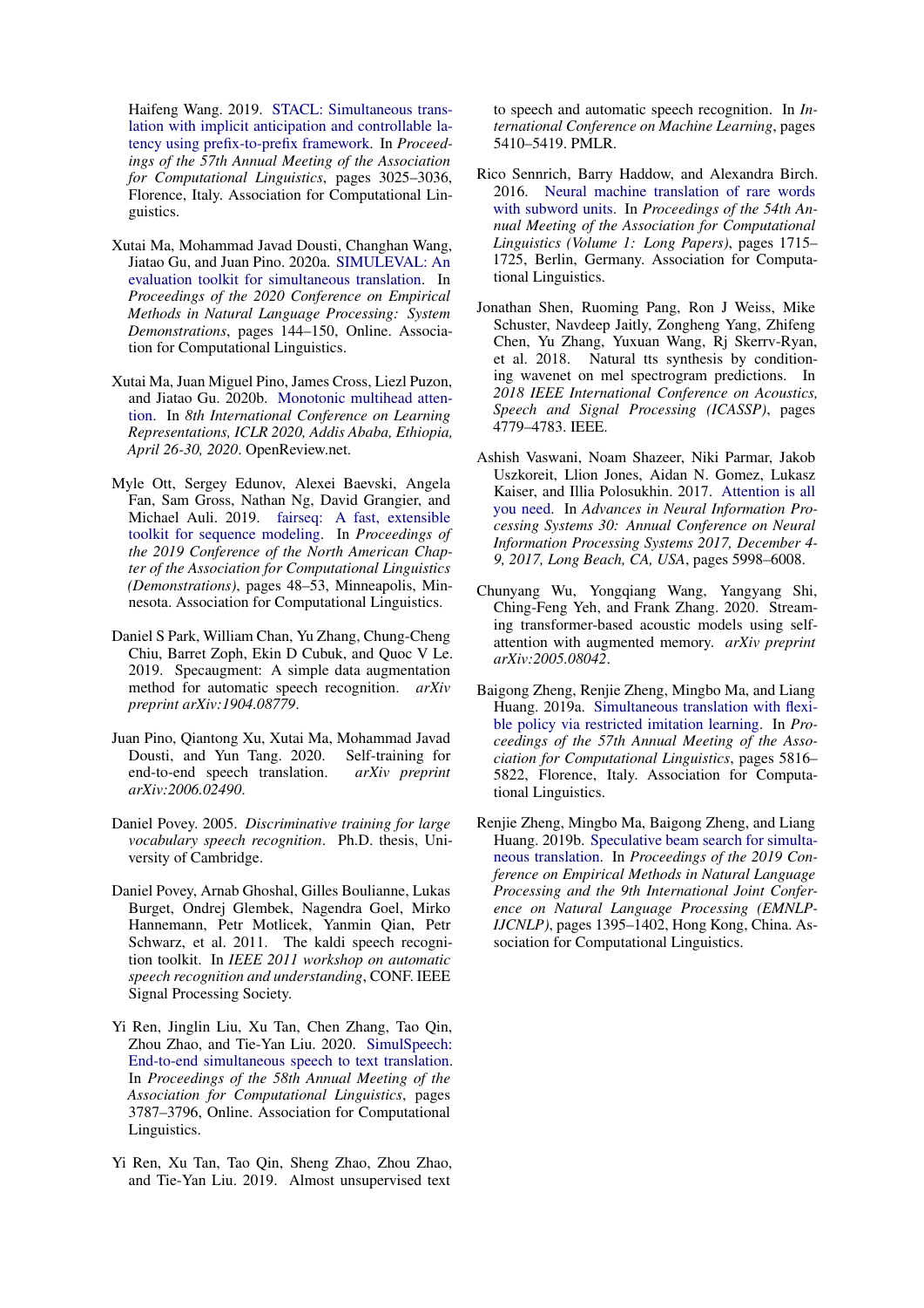Haifeng Wang. 2019. STACL: Simultaneous translation with implicit anticipation and controllable latency using prefix-to-prefix framework. In *Proceedings of the 57th Annual Meeting of the Association for Computational Linguistics*, pages 3025–3036, Florence, Italy. Association for Computational Linguistics.

Xutai Ma, Mohammad Javad Dousti, Changhan Wang, Jiatao Gu, and Juan Pino. 2020a. SIMULEVAL: An evaluation toolkit for simultaneous translation. In *Proceedings of the 2020 Conference on Empirical Methods in Natural Language Processing: System Demonstrations*, pages 144–150, Online. Association for Computational Linguistics.

Xutai Ma, Juan Miguel Pino, James Cross, Liezl Puzon, and Jiatao Gu. 2020b. Monotonic multihead attention. In *8th International Conference on Learning Representations, ICLR 2020, Addis Ababa, Ethiopia, April 26-30, 2020*. OpenReview.net.

Myle Ott, Sergey Edunov, Alexei Baevski, Angela Fan, Sam Gross, Nathan Ng, David Grangier, and Michael Auli. 2019. fairseq: A fast, extensible toolkit for sequence modeling. In *Proceedings of the 2019 Conference of the North American Chapter of the Association for Computational Linguistics (Demonstrations)*, pages 48–53, Minneapolis, Minnesota. Association for Computational Linguistics.

Daniel S Park, William Chan, Yu Zhang, Chung-Cheng Chiu, Barret Zoph, Ekin D Cubuk, and Quoc V Le. 2019. Specaugment: A simple data augmentation method for automatic speech recognition. *arXiv preprint arXiv:1904.08779*.

Juan Pino, Qiantong Xu, Xutai Ma, Mohammad Javad Dousti, and Yun Tang. 2020. Self-training for end-to-end speech translation. *arXiv preprint arXiv:2006.02490*.

Daniel Povey. 2005. *Discriminative training for large vocabulary speech recognition*. Ph.D. thesis, University of Cambridge.

Daniel Povey, Arnab Ghoshal, Gilles Boulianne, Lukas Burget, Ondrej Glembek, Nagendra Goel, Mirko Hannemann, Petr Motlicek, Yanmin Qian, Petr Schwarz, et al. 2011. The kaldi speech recognition toolkit. In *IEEE 2011 workshop on automatic speech recognition and understanding*, CONF. IEEE Signal Processing Society.

Yi Ren, Jinglin Liu, Xu Tan, Chen Zhang, Tao Qin, Zhou Zhao, and Tie-Yan Liu. 2020. SimulSpeech: End-to-end simultaneous speech to text translation. In *Proceedings of the 58th Annual Meeting of the Association for Computational Linguistics*, pages 3787–3796, Online. Association for Computational Linguistics.

Yi Ren, Xu Tan, Tao Qin, Sheng Zhao, Zhou Zhao, and Tie-Yan Liu. 2019. Almost unsupervised text to speech and automatic speech recognition. In *International Conference on Machine Learning*, pages 5410–5419. PMLR.

Rico Sennrich, Barry Haddow, and Alexandra Birch. 2016. Neural machine translation of rare words with subword units. In *Proceedings of the 54th Annual Meeting of the Association for Computational Linguistics (Volume 1: Long Papers)*, pages 1715–1725, Berlin, Germany. Association for Computational Linguistics.

Jonathan Shen, Ruoming Pang, Ron J Weiss, Mike Schuster, Navdeep Jaitly, Zongheng Yang, Zhifeng Chen, Yu Zhang, Yuxuan Wang, Rj Skerrv-Ryan, et al. 2018. Natural tts synthesis by conditioning wavenet on mel spectrogram predictions. In *2018 IEEE International Conference on Acoustics, Speech and Signal Processing (ICASSP)*, pages 4779–4783. IEEE.

Ashish Vaswani, Noam Shazeer, Niki Parmar, Jakob Uszkoreit, Llion Jones, Aidan N. Gomez, Lukasz Kaiser, and Illia Polosukhin. 2017. Attention is all you need. In *Advances in Neural Information Processing Systems 30: Annual Conference on Neural Information Processing Systems 2017, December 4-9, 2017, Long Beach, CA, USA*, pages 5998–6008.

Chunyang Wu, Yongqiang Wang, Yangyang Shi, Ching-Feng Yeh, and Frank Zhang. 2020. Streaming transformer-based acoustic models using self-attention with augmented memory. *arXiv preprint arXiv:2005.08042*.

Baigong Zheng, Renjie Zheng, Mingbo Ma, and Liang Huang. 2019a. Simultaneous translation with flexible policy via restricted imitation learning. In *Proceedings of the 57th Annual Meeting of the Association for Computational Linguistics*, pages 5816–5822, Florence, Italy. Association for Computational Linguistics.

Renjie Zheng, Mingbo Ma, Baigong Zheng, and Liang Huang. 2019b. Speculative beam search for simultaneous translation. In *Proceedings of the 2019 Conference on Empirical Methods in Natural Language Processing and the 9th International Joint Conference on Natural Language Processing (EMNLP-IJCNLP)*, pages 1395–1402, Hong Kong, China. Association for Computational Linguistics.